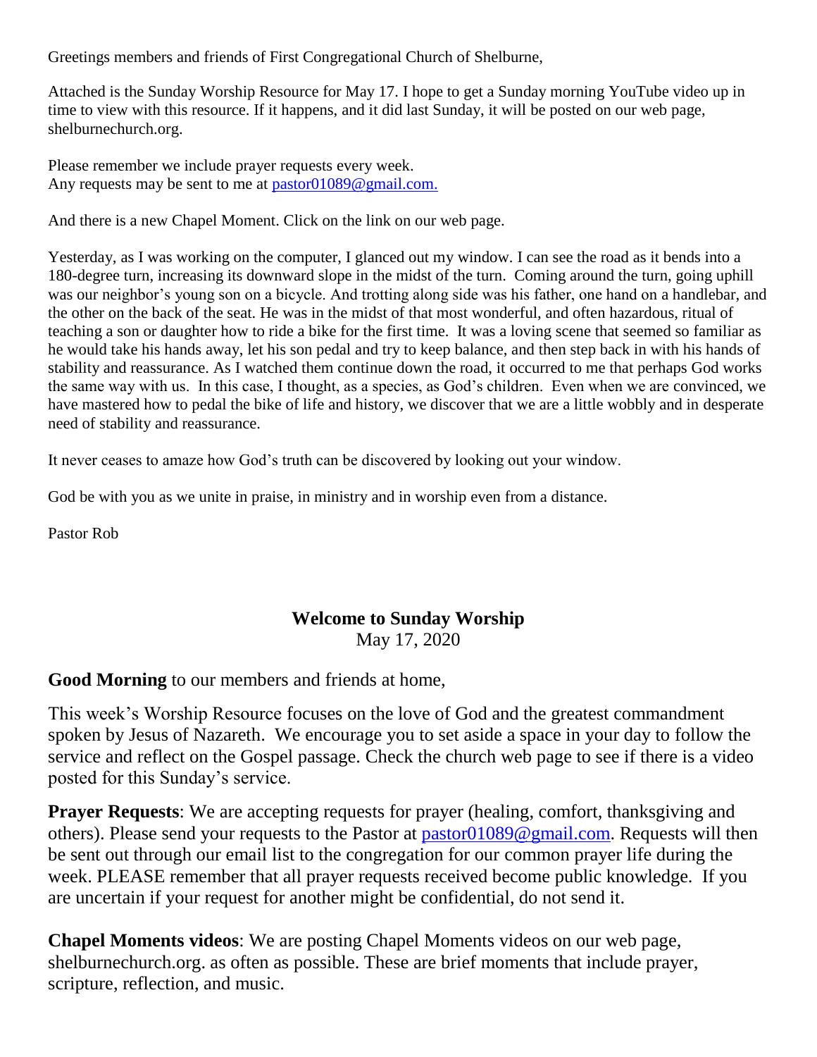Greetings members and friends of First Congregational Church of Shelburne,

Attached is the Sunday Worship Resource for May 17. I hope to get a Sunday morning YouTube video up in time to view with this resource. If it happens, and it did last Sunday, it will be posted on our web page, shelburnechurch.org.

Please remember we include prayer requests every week.
Any requests may be sent to me at pastor01089@gmail.com.

And there is a new Chapel Moment. Click on the link on our web page.

Yesterday, as I was working on the computer, I glanced out my window. I can see the road as it bends into a 180-degree turn, increasing its downward slope in the midst of the turn. Coming around the turn, going uphill was our neighbor's young son on a bicycle. And trotting along side was his father, one hand on a handlebar, and the other on the back of the seat. He was in the midst of that most wonderful, and often hazardous, ritual of teaching a son or daughter how to ride a bike for the first time. It was a loving scene that seemed so familiar as he would take his hands away, let his son pedal and try to keep balance, and then step back in with his hands of stability and reassurance. As I watched them continue down the road, it occurred to me that perhaps God works the same way with us. In this case, I thought, as a species, as God's children. Even when we are convinced, we have mastered how to pedal the bike of life and history, we discover that we are a little wobbly and in desperate need of stability and reassurance.

It never ceases to amaze how God's truth can be discovered by looking out your window.

God be with you as we unite in praise, in ministry and in worship even from a distance.

Pastor Rob

## Welcome to Sunday Worship

May 17, 2020

**Good Morning** to our members and friends at home,

This week's Worship Resource focuses on the love of God and the greatest commandment spoken by Jesus of Nazareth. We encourage you to set aside a space in your day to follow the service and reflect on the Gospel passage. Check the church web page to see if there is a video posted for this Sunday's service.

**Prayer Requests**: We are accepting requests for prayer (healing, comfort, thanksgiving and others). Please send your requests to the Pastor at pastor01089@gmail.com. Requests will then be sent out through our email list to the congregation for our common prayer life during the week. PLEASE remember that all prayer requests received become public knowledge. If you are uncertain if your request for another might be confidential, do not send it.

**Chapel Moments videos**: We are posting Chapel Moments videos on our web page, shelburnechurch.org. as often as possible. These are brief moments that include prayer, scripture, reflection, and music.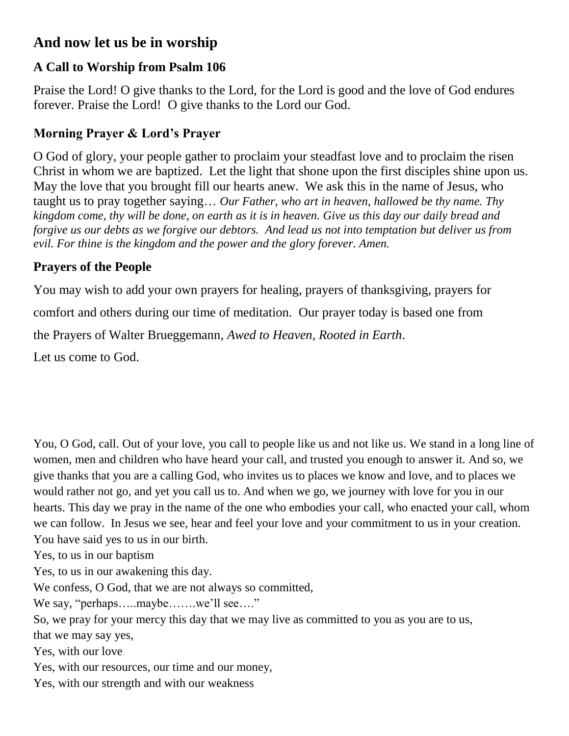## And now let us be in worship

### A Call to Worship from Psalm 106

Praise the Lord! O give thanks to the Lord, for the Lord is good and the love of God endures forever. Praise the Lord! O give thanks to the Lord our God.

### Morning Prayer & Lord's Prayer

O God of glory, your people gather to proclaim your steadfast love and to proclaim the risen Christ in whom we are baptized. Let the light that shone upon the first disciples shine upon us. May the love that you brought fill our hearts anew. We ask this in the name of Jesus, who taught us to pray together saying… *Our Father, who art in heaven, hallowed be thy name. Thy kingdom come, thy will be done, on earth as it is in heaven. Give us this day our daily bread and forgive us our debts as we forgive our debtors. And lead us not into temptation but deliver us from evil. For thine is the kingdom and the power and the glory forever. Amen.*

### Prayers of the People

You may wish to add your own prayers for healing, prayers of thanksgiving, prayers for comfort and others during our time of meditation. Our prayer today is based one from the Prayers of Walter Brueggemann, *Awed to Heaven, Rooted in Earth*.

Let us come to God.

You, O God, call. Out of your love, you call to people like us and not like us. We stand in a long line of women, men and children who have heard your call, and trusted you enough to answer it. And so, we give thanks that you are a calling God, who invites us to places we know and love, and to places we would rather not go, and yet you call us to. And when we go, we journey with love for you in our hearts. This day we pray in the name of the one who embodies your call, who enacted your call, whom we can follow. In Jesus we see, hear and feel your love and your commitment to us in your creation. You have said yes to us in our birth.
Yes, to us in our baptism
Yes, to us in our awakening this day.
We confess, O God, that we are not always so committed,
We say, "perhaps…..maybe…….we'll see…."
So, we pray for your mercy this day that we may live as committed to you as you are to us,
that we may say yes,
Yes, with our love
Yes, with our resources, our time and our money,
Yes, with our strength and with our weakness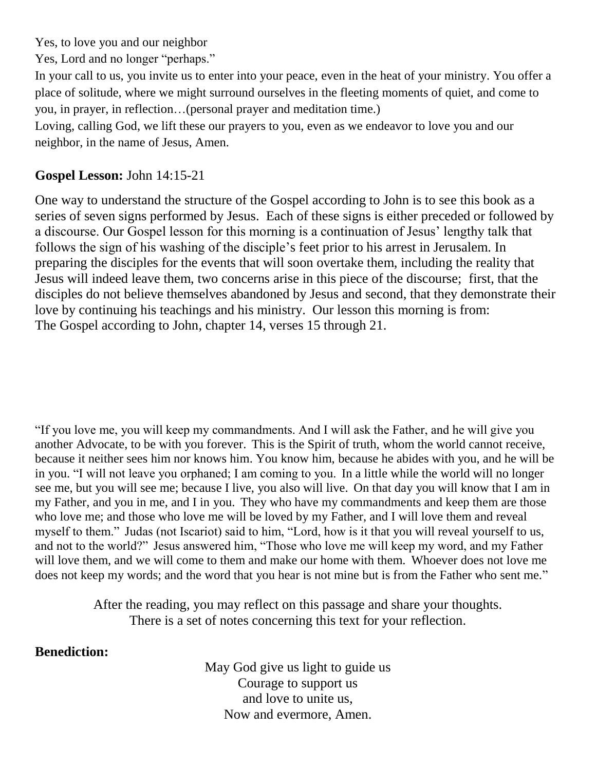Yes, to love you and our neighbor
Yes, Lord and no longer "perhaps."
In your call to us, you invite us to enter into your peace, even in the heat of your ministry. You offer a place of solitude, where we might surround ourselves in the fleeting moments of quiet, and come to you, in prayer, in reflection…(personal prayer and meditation time.)
Loving, calling God, we lift these our prayers to you, even as we endeavor to love you and our neighbor, in the name of Jesus, Amen.

**Gospel Lesson:** John 14:15-21

One way to understand the structure of the Gospel according to John is to see this book as a series of seven signs performed by Jesus. Each of these signs is either preceded or followed by a discourse. Our Gospel lesson for this morning is a continuation of Jesus' lengthy talk that follows the sign of his washing of the disciple's feet prior to his arrest in Jerusalem. In preparing the disciples for the events that will soon overtake them, including the reality that Jesus will indeed leave them, two concerns arise in this piece of the discourse; first, that the disciples do not believe themselves abandoned by Jesus and second, that they demonstrate their love by continuing his teachings and his ministry. Our lesson this morning is from:
The Gospel according to John, chapter 14, verses 15 through 21.

"If you love me, you will keep my commandments. And I will ask the Father, and he will give you another Advocate, to be with you forever. This is the Spirit of truth, whom the world cannot receive, because it neither sees him nor knows him. You know him, because he abides with you, and he will be in you. "I will not leave you orphaned; I am coming to you. In a little while the world will no longer see me, but you will see me; because I live, you also will live. On that day you will know that I am in my Father, and you in me, and I in you. They who have my commandments and keep them are those who love me; and those who love me will be loved by my Father, and I will love them and reveal myself to them." Judas (not Iscariot) said to him, "Lord, how is it that you will reveal yourself to us, and not to the world?" Jesus answered him, "Those who love me will keep my word, and my Father will love them, and we will come to them and make our home with them. Whoever does not love me does not keep my words; and the word that you hear is not mine but is from the Father who sent me."

After the reading, you may reflect on this passage and share your thoughts.
There is a set of notes concerning this text for your reflection.

**Benediction:**

May God give us light to guide us
Courage to support us
and love to unite us,
Now and evermore, Amen.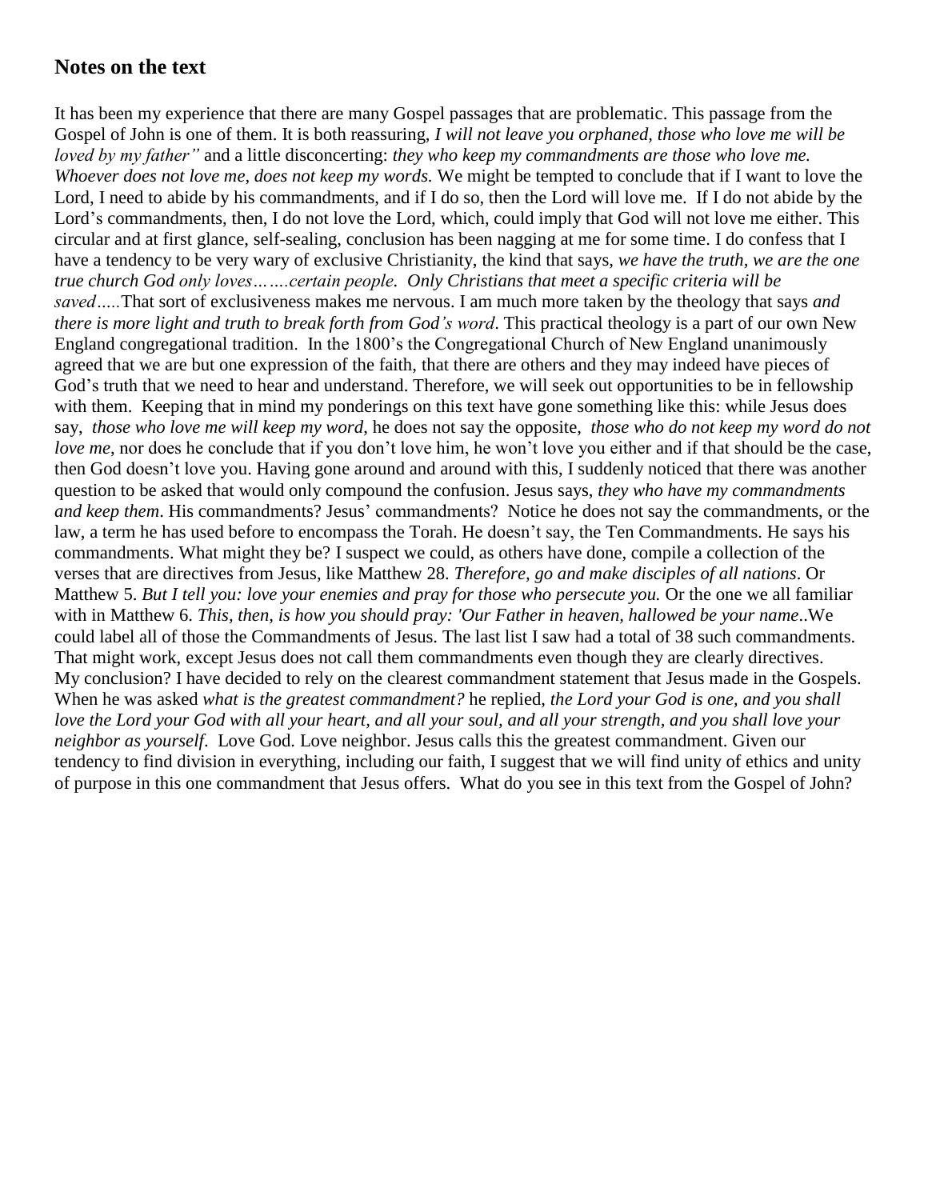## Notes on the text

It has been my experience that there are many Gospel passages that are problematic. This passage from the Gospel of John is one of them. It is both reassuring, *I will not leave you orphaned, those who love me will be loved by my father"* and a little disconcerting: *they who keep my commandments are those who love me. Whoever does not love me, does not keep my words.* We might be tempted to conclude that if I want to love the Lord, I need to abide by his commandments, and if I do so, then the Lord will love me. If I do not abide by the Lord's commandments, then, I do not love the Lord, which, could imply that God will not love me either. This circular and at first glance, self-sealing, conclusion has been nagging at me for some time. I do confess that I have a tendency to be very wary of exclusive Christianity, the kind that says, *we have the truth, we are the one true church God only loves…….certain people. Only Christians that meet a specific criteria will be saved…..*That sort of exclusiveness makes me nervous. I am much more taken by the theology that says *and there is more light and truth to break forth from God's word*. This practical theology is a part of our own New England congregational tradition. In the 1800's the Congregational Church of New England unanimously agreed that we are but one expression of the faith, that there are others and they may indeed have pieces of God's truth that we need to hear and understand. Therefore, we will seek out opportunities to be in fellowship with them. Keeping that in mind my ponderings on this text have gone something like this: while Jesus does say, *those who love me will keep my word*, he does not say the opposite, *those who do not keep my word do not love me*, nor does he conclude that if you don't love him, he won't love you either and if that should be the case, then God doesn't love you. Having gone around and around with this, I suddenly noticed that there was another question to be asked that would only compound the confusion. Jesus says, *they who have my commandments and keep them*. His commandments? Jesus' commandments? Notice he does not say the commandments, or the law, a term he has used before to encompass the Torah. He doesn't say, the Ten Commandments. He says his commandments. What might they be? I suspect we could, as others have done, compile a collection of the verses that are directives from Jesus, like Matthew 28. *Therefore, go and make disciples of all nations*. Or Matthew 5. *But I tell you: love your enemies and pray for those who persecute you.* Or the one we all familiar with in Matthew 6. *This, then, is how you should pray: 'Our Father in heaven, hallowed be your name*..We could label all of those the Commandments of Jesus. The last list I saw had a total of 38 such commandments. That might work, except Jesus does not call them commandments even though they are clearly directives. My conclusion? I have decided to rely on the clearest commandment statement that Jesus made in the Gospels. When he was asked *what is the greatest commandment?* he replied, *the Lord your God is one, and you shall love the Lord your God with all your heart, and all your soul, and all your strength, and you shall love your neighbor as yourself*. Love God. Love neighbor. Jesus calls this the greatest commandment. Given our tendency to find division in everything, including our faith, I suggest that we will find unity of ethics and unity of purpose in this one commandment that Jesus offers. What do you see in this text from the Gospel of John?